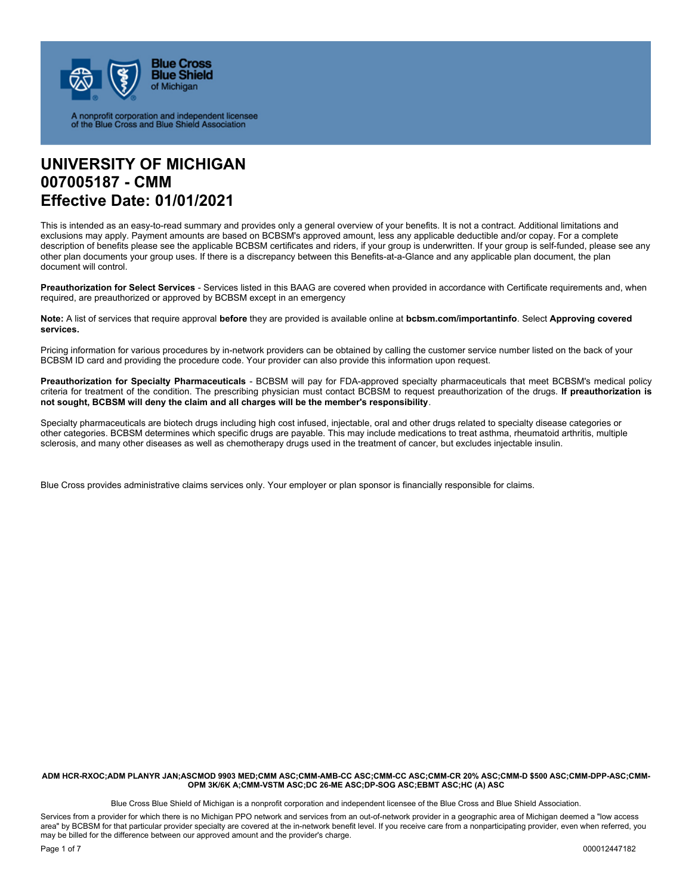Blue Cross Blue Shield of Michigan

A nonprofit corporation and independent licensee of the Blue Cross and Blue Shield Association

# UNIVERSITY OF MICHIGAN
# 007005187 - CMM
# Effective Date: 01/01/2021

This is intended as an easy-to-read summary and provides only a general overview of your benefits. It is not a contract. Additional limitations and exclusions may apply. Payment amounts are based on BCBSM's approved amount, less any applicable deductible and/or copay. For a complete description of benefits please see the applicable BCBSM certificates and riders, if your group is underwritten. If your group is self-funded, please see any other plan documents your group uses. If there is a discrepancy between this Benefits-at-a-Glance and any applicable plan document, the plan document will control.

**Preauthorization for Select Services** - Services listed in this BAAG are covered when provided in accordance with Certificate requirements and, when required, are preauthorized or approved by BCBSM except in an emergency

**Note:** A list of services that require approval **before** they are provided is available online at **bcbsm.com/importantinfo**. Select **Approving covered services.**

Pricing information for various procedures by in-network providers can be obtained by calling the customer service number listed on the back of your BCBSM ID card and providing the procedure code. Your provider can also provide this information upon request.

**Preauthorization for Specialty Pharmaceuticals** - BCBSM will pay for FDA-approved specialty pharmaceuticals that meet BCBSM's medical policy criteria for treatment of the condition. The prescribing physician must contact BCBSM to request preauthorization of the drugs. **If preauthorization is not sought, BCBSM will deny the claim and all charges will be the member's responsibility**.

Specialty pharmaceuticals are biotech drugs including high cost infused, injectable, oral and other drugs related to specialty disease categories or other categories. BCBSM determines which specific drugs are payable. This may include medications to treat asthma, rheumatoid arthritis, multiple sclerosis, and many other diseases as well as chemotherapy drugs used in the treatment of cancer, but excludes injectable insulin.

Blue Cross provides administrative claims services only. Your employer or plan sponsor is financially responsible for claims.

**ADM HCR-RXOC;ADM PLANYR JAN;ASCMOD 9903 MED;CMM ASC;CMM-AMB-CC ASC;CMM-CC ASC;CMM-CR 20% ASC;CMM-D $500 ASC;CMM-DPP-ASC;CMM-OPM 3K/6K A;CMM-VSTM ASC;DC 26-ME ASC;DP-SOG ASC;EBMT ASC;HC (A) ASC**

Blue Cross Blue Shield of Michigan is a nonprofit corporation and independent licensee of the Blue Cross and Blue Shield Association.

Services from a provider for which there is no Michigan PPO network and services from an out-of-network provider in a geographic area of Michigan deemed a "low access area" by BCBSM for that particular provider specialty are covered at the in-network benefit level. If you receive care from a nonparticipating provider, even when referred, you may be billed for the difference between our approved amount and the provider's charge.

000012447182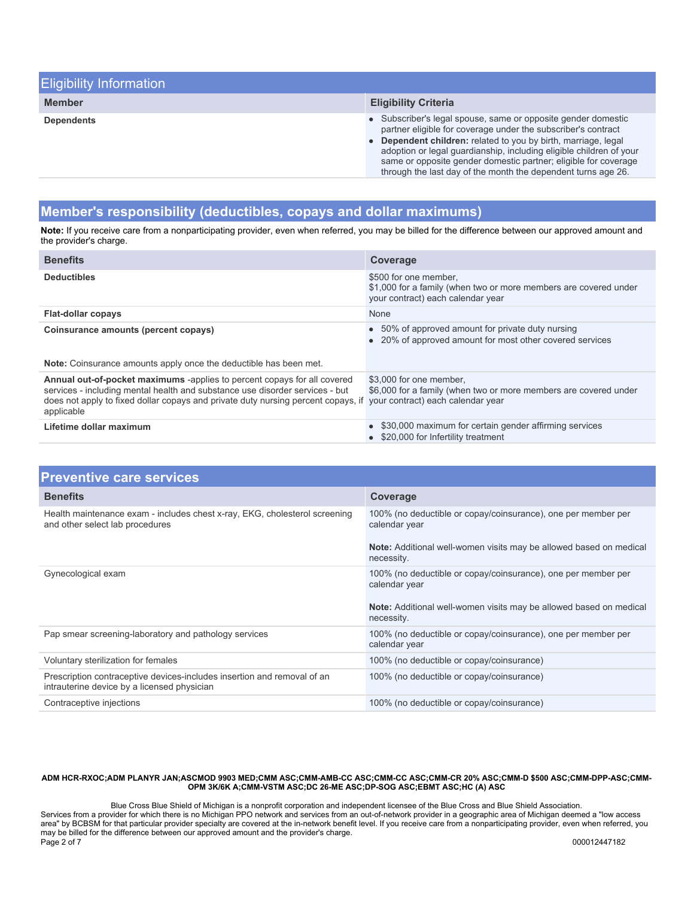## Eligibility Information

| Member | Eligibility Criteria |
| --- | --- |
| **Dependents** | • Subscriber's legal spouse, same or opposite gender domestic partner eligible for coverage under the subscriber's contract<br>• **Dependent children:** related to you by birth, marriage, legal adoption or legal guardianship, including eligible children of your same or opposite gender domestic partner; eligible for coverage through the last day of the month the dependent turns age 26. |

## Member's responsibility (deductibles, copays and dollar maximums)

**Note:** If you receive care from a nonparticipating provider, even when referred, you may be billed for the difference between our approved amount and the provider's charge.

| Benefits | Coverage |
| --- | --- |
| **Deductibles** | $500 for one member,<br>$1,000 for a family (when two or more members are covered under your contract) each calendar year |
| **Flat-dollar copays** | None |
| **Coinsurance amounts (percent copays)**<br><br>**Note:** Coinsurance amounts apply once the deductible has been met. | • 50% of approved amount for private duty nursing<br>• 20% of approved amount for most other covered services |
| **Annual out-of-pocket maximums** -applies to percent copays for all covered services - including mental health and substance use disorder services - but does not apply to fixed dollar copays and private duty nursing percent copays, if applicable | $3,000 for one member,<br>$6,000 for a family (when two or more members are covered under your contract) each calendar year |
| **Lifetime dollar maximum** | • $30,000 maximum for certain gender affirming services<br>• $20,000 for Infertility treatment |

## Preventive care services

| Benefits | Coverage |
| --- | --- |
| Health maintenance exam - includes chest x-ray, EKG, cholesterol screening and other select lab procedures | 100% (no deductible or copay/coinsurance), one per member per calendar year<br><br>**Note:** Additional well-women visits may be allowed based on medical necessity. |
| Gynecological exam | 100% (no deductible or copay/coinsurance), one per member per calendar year<br><br>**Note:** Additional well-women visits may be allowed based on medical necessity. |
| Pap smear screening-laboratory and pathology services | 100% (no deductible or copay/coinsurance), one per member per calendar year |
| Voluntary sterilization for females | 100% (no deductible or copay/coinsurance) |
| Prescription contraceptive devices-includes insertion and removal of an intrauterine device by a licensed physician | 100% (no deductible or copay/coinsurance) |
| Contraceptive injections | 100% (no deductible or copay/coinsurance) |

**ADM HCR-RXOC;ADM PLANYR JAN;ASCMOD 9903 MED;CMM ASC;CMM-AMB-CC ASC;CMM-CC ASC;CMM-CR 20% ASC;CMM-D $500 ASC;CMM-DPP-ASC;CMM-OPM 3K/6K A;CMM-VSTM ASC;DC 26-ME ASC;DP-SOG ASC;EBMT ASC;HC (A) ASC**

Blue Cross Blue Shield of Michigan is a nonprofit corporation and independent licensee of the Blue Cross and Blue Shield Association.
Services from a provider for which there is no Michigan PPO network and services from an out-of-network provider in a geographic area of Michigan deemed a "low access area" by BCBSM for that particular provider specialty are covered at the in-network benefit level. If you receive care from a nonparticipating provider, even when referred, you may be billed for the difference between our approved amount and the provider's charge.

000012447182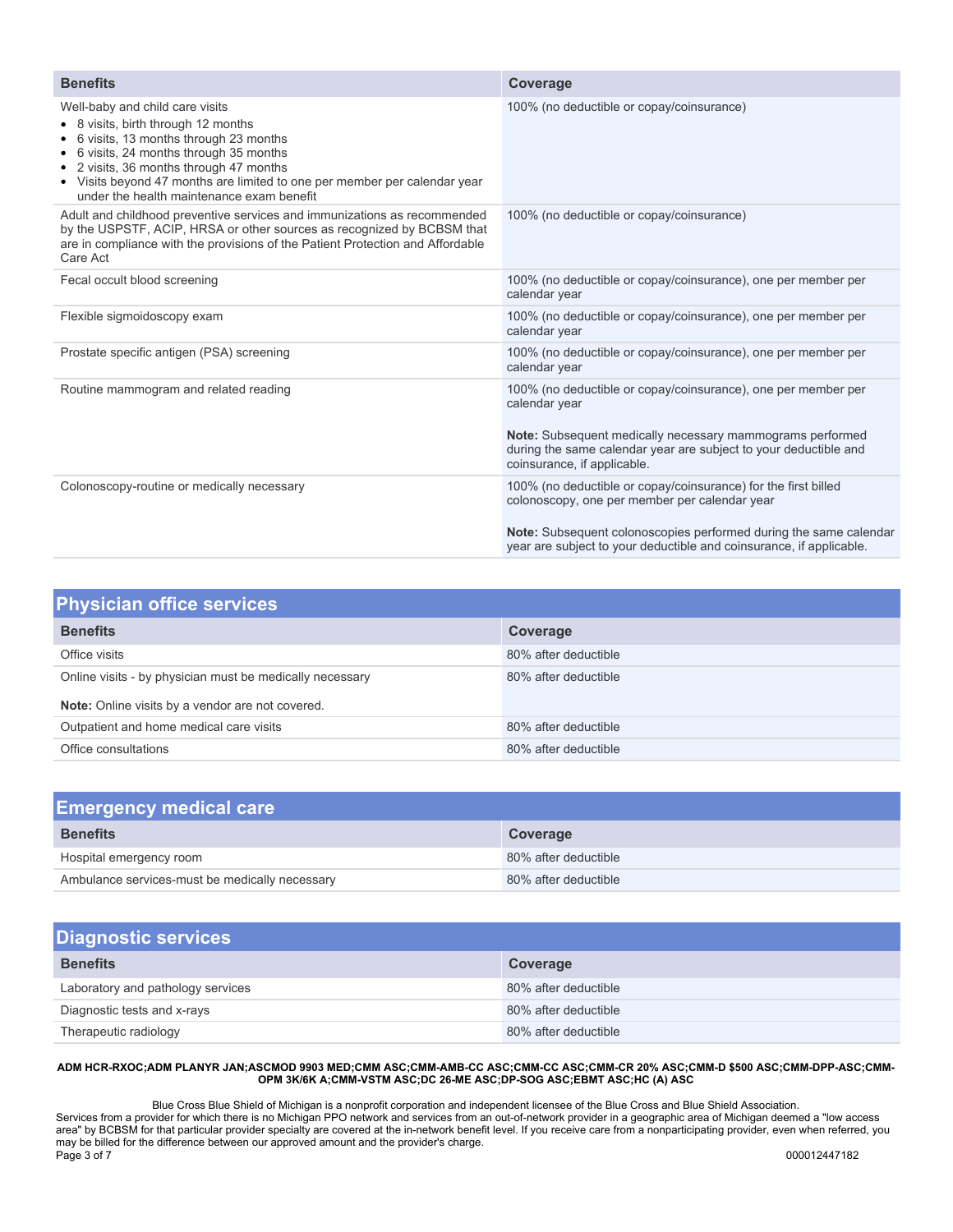| Benefits | Coverage |
|---|---|
| Well-baby and child care visits<br>• 8 visits, birth through 12 months<br>• 6 visits, 13 months through 23 months<br>• 6 visits, 24 months through 35 months<br>• 2 visits, 36 months through 47 months<br>• Visits beyond 47 months are limited to one per member per calendar year under the health maintenance exam benefit | 100% (no deductible or copay/coinsurance) |
| Adult and childhood preventive services and immunizations as recommended by the USPSTF, ACIP, HRSA or other sources as recognized by BCBSM that are in compliance with the provisions of the Patient Protection and Affordable Care Act | 100% (no deductible or copay/coinsurance) |
| Fecal occult blood screening | 100% (no deductible or copay/coinsurance), one per member per calendar year |
| Flexible sigmoidoscopy exam | 100% (no deductible or copay/coinsurance), one per member per calendar year |
| Prostate specific antigen (PSA) screening | 100% (no deductible or copay/coinsurance), one per member per calendar year |
| Routine mammogram and related reading | 100% (no deductible or copay/coinsurance), one per member per calendar year<br><br>**Note:** Subsequent medically necessary mammograms performed during the same calendar year are subject to your deductible and coinsurance, if applicable. |
| Colonoscopy-routine or medically necessary | 100% (no deductible or copay/coinsurance) for the first billed colonoscopy, one per member per calendar year<br><br>**Note:** Subsequent colonoscopies performed during the same calendar year are subject to your deductible and coinsurance, if applicable. |

## Physician office services

| Benefits | Coverage |
|---|---|
| Office visits | 80% after deductible |
| Online visits - by physician must be medically necessary<br><br>**Note:** Online visits by a vendor are not covered. | 80% after deductible |
| Outpatient and home medical care visits | 80% after deductible |
| Office consultations | 80% after deductible |

## Emergency medical care

| Benefits | Coverage |
|---|---|
| Hospital emergency room | 80% after deductible |
| Ambulance services-must be medically necessary | 80% after deductible |

## Diagnostic services

| Benefits | Coverage |
|---|---|
| Laboratory and pathology services | 80% after deductible |
| Diagnostic tests and x-rays | 80% after deductible |
| Therapeutic radiology | 80% after deductible |

**ADM HCR-RXOC;ADM PLANYR JAN;ASCMOD 9903 MED;CMM ASC;CMM-AMB-CC ASC;CMM-CC ASC;CMM-CR 20% ASC;CMM-D $500 ASC;CMM-DPP-ASC;CMM-OPM 3K/6K A;CMM-VSTM ASC;DC 26-ME ASC;DP-SOG ASC;EBMT ASC;HC (A) ASC**

Blue Cross Blue Shield of Michigan is a nonprofit corporation and independent licensee of the Blue Cross and Blue Shield Association.
Services from a provider for which there is no Michigan PPO network and services from an out-of-network provider in a geographic area of Michigan deemed a "low access area" by BCBSM for that particular provider specialty are covered at the in-network benefit level. If you receive care from a nonparticipating provider, even when referred, you may be billed for the difference between our approved amount and the provider's charge.

000012447182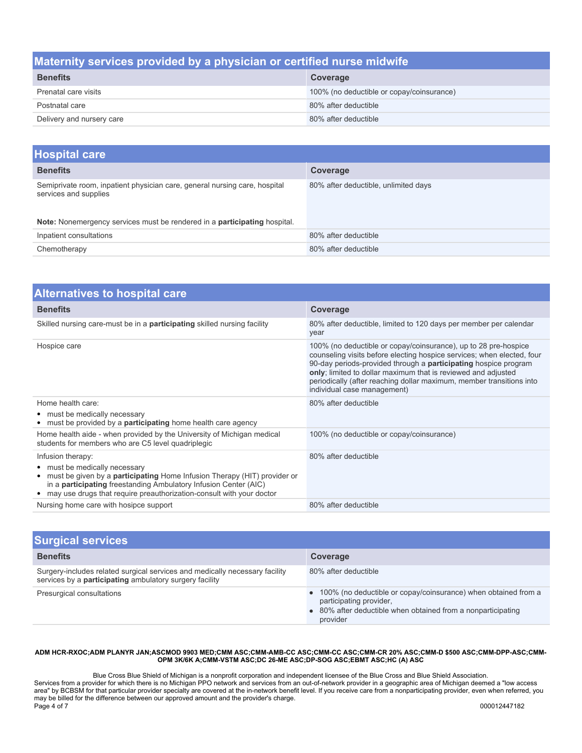## Maternity services provided by a physician or certified nurse midwife

| Benefits | Coverage |
| --- | --- |
| Prenatal care visits | 100% (no deductible or copay/coinsurance) |
| Postnatal care | 80% after deductible |
| Delivery and nursery care | 80% after deductible |

## Hospital care

| Benefits | Coverage |
| --- | --- |
| Semiprivate room, inpatient physician care, general nursing care, hospital services and supplies<br><br>**Note:** Nonemergency services must be rendered in a **participating** hospital. | 80% after deductible, unlimited days |
| Inpatient consultations | 80% after deductible |
| Chemotherapy | 80% after deductible |

## Alternatives to hospital care

| Benefits | Coverage |
| --- | --- |
| Skilled nursing care-must be in a **participating** skilled nursing facility | 80% after deductible, limited to 120 days per member per calendar year |
| Hospice care | 100% (no deductible or copay/coinsurance), up to 28 pre-hospice counseling visits before electing hospice services; when elected, four 90-day periods-provided through a **participating** hospice program **only**; limited to dollar maximum that is reviewed and adjusted periodically (after reaching dollar maximum, member transitions into individual case management) |
| Home health care:<br>• must be medically necessary<br>• must be provided by a **participating** home health care agency | 80% after deductible |
| Home health aide - when provided by the University of Michigan medical students for members who are C5 level quadriplegic | 100% (no deductible or copay/coinsurance) |
| Infusion therapy:<br>• must be medically necessary<br>• must be given by a **participating** Home Infusion Therapy (HIT) provider or in a **participating** freestanding Ambulatory Infusion Center (AIC)<br>• may use drugs that require preauthorization-consult with your doctor | 80% after deductible |
| Nursing home care with hosipce support | 80% after deductible |

## Surgical services

| Benefits | Coverage |
| --- | --- |
| Surgery-includes related surgical services and medically necessary facility services by a **participating** ambulatory surgery facility | 80% after deductible |
| Presurgical consultations | • 100% (no deductible or copay/coinsurance) when obtained from a participating provider,<br>• 80% after deductible when obtained from a nonparticipating provider |

**ADM HCR-RXOC;ADM PLANYR JAN;ASCMOD 9903 MED;CMM ASC;CMM-AMB-CC ASC;CMM-CC ASC;CMM-CR 20% ASC;CMM-D $500 ASC;CMM-DPP-ASC;CMM-OPM 3K/6K A;CMM-VSTM ASC;DC 26-ME ASC;DP-SOG ASC;EBMT ASC;HC (A) ASC**

Blue Cross Blue Shield of Michigan is a nonprofit corporation and independent licensee of the Blue Cross and Blue Shield Association.
Services from a provider for which there is no Michigan PPO network and services from an out-of-network provider in a geographic area of Michigan deemed a "low access area" by BCBSM for that particular provider specialty are covered at the in-network benefit level. If you receive care from a nonparticipating provider, even when referred, you may be billed for the difference between our approved amount and the provider's charge.

000012447182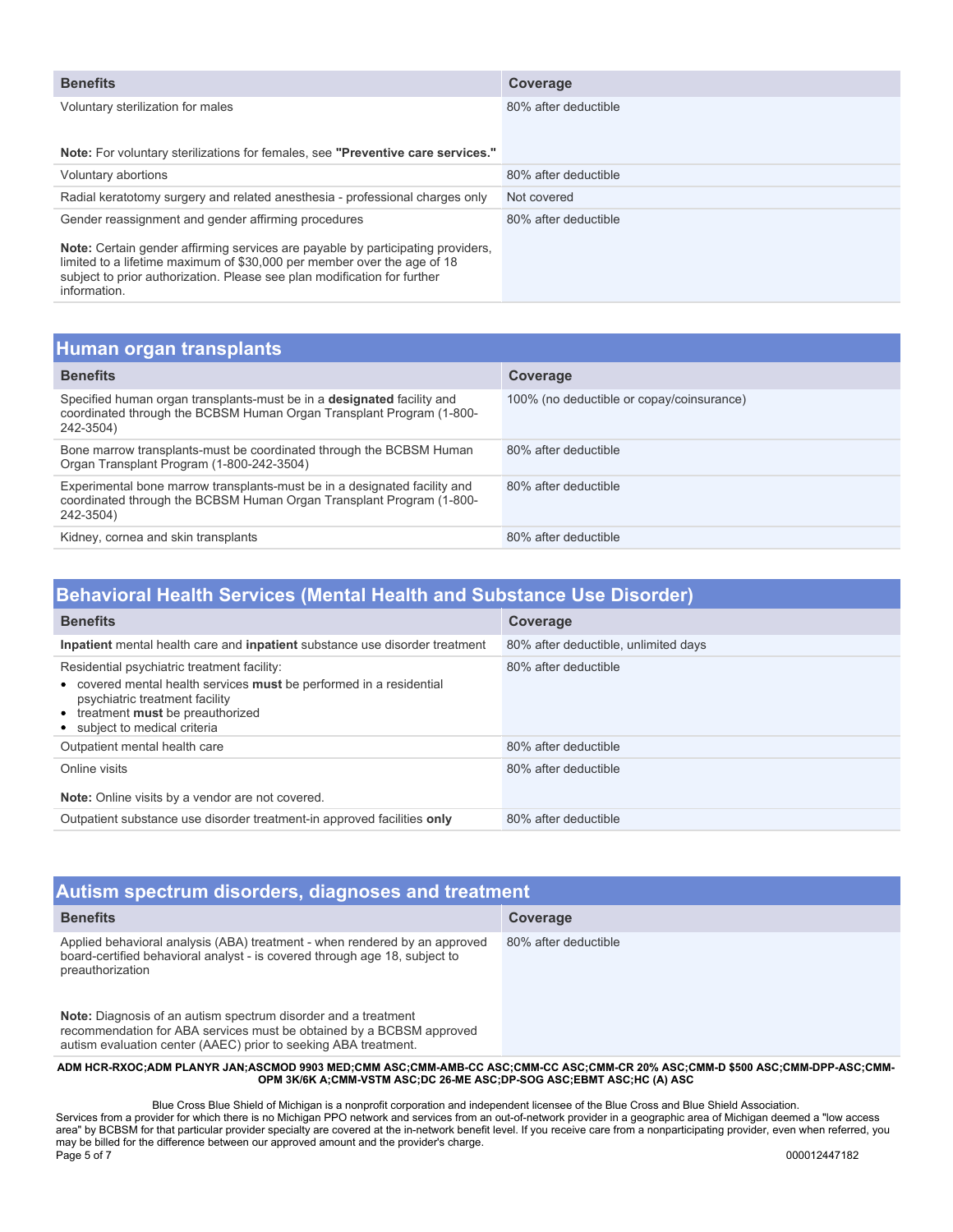| Benefits | Coverage |
| --- | --- |
| Voluntary sterilization for males<br><br>**Note:** For voluntary sterilizations for females, see **"Preventive care services."** | 80% after deductible |
| Voluntary abortions | 80% after deductible |
| Radial keratotomy surgery and related anesthesia - professional charges only | Not covered |
| Gender reassignment and gender affirming procedures<br><br>**Note:** Certain gender affirming services are payable by participating providers, limited to a lifetime maximum of $30,000 per member over the age of 18 subject to prior authorization. Please see plan modification for further information. | 80% after deductible |

## Human organ transplants

| Benefits | Coverage |
| --- | --- |
| Specified human organ transplants-must be in a **designated** facility and coordinated through the BCBSM Human Organ Transplant Program (1-800-242-3504) | 100% (no deductible or copay/coinsurance) |
| Bone marrow transplants-must be coordinated through the BCBSM Human Organ Transplant Program (1-800-242-3504) | 80% after deductible |
| Experimental bone marrow transplants-must be in a designated facility and coordinated through the BCBSM Human Organ Transplant Program (1-800-242-3504) | 80% after deductible |
| Kidney, cornea and skin transplants | 80% after deductible |

## Behavioral Health Services (Mental Health and Substance Use Disorder)

| Benefits | Coverage |
| --- | --- |
| **Inpatient** mental health care and **inpatient** substance use disorder treatment | 80% after deductible, unlimited days |
| Residential psychiatric treatment facility:<br>• covered mental health services **must** be performed in a residential psychiatric treatment facility<br>• treatment **must** be preauthorized<br>• subject to medical criteria | 80% after deductible |
| Outpatient mental health care | 80% after deductible |
| Online visits<br><br>**Note:** Online visits by a vendor are not covered. | 80% after deductible |
| Outpatient substance use disorder treatment-in approved facilities **only** | 80% after deductible |

## Autism spectrum disorders, diagnoses and treatment

| Benefits | Coverage |
| --- | --- |
| Applied behavioral analysis (ABA) treatment - when rendered by an approved board-certified behavioral analyst - is covered through age 18, subject to preauthorization<br><br>**Note:** Diagnosis of an autism spectrum disorder and a treatment recommendation for ABA services must be obtained by a BCBSM approved autism evaluation center (AAEC) prior to seeking ABA treatment. | 80% after deductible |

**ADM HCR-RXOC;ADM PLANYR JAN;ASCMOD 9903 MED;CMM ASC;CMM-AMB-CC ASC;CMM-CC ASC;CMM-CR 20% ASC;CMM-D $500 ASC;CMM-DPP-ASC;CMM-OPM 3K/6K A;CMM-VSTM ASC;DC 26-ME ASC;DP-SOG ASC;EBMT ASC;HC (A) ASC**

Blue Cross Blue Shield of Michigan is a nonprofit corporation and independent licensee of the Blue Cross and Blue Shield Association.
Services from a provider for which there is no Michigan PPO network and services from an out-of-network provider in a geographic area of Michigan deemed a "low access area" by BCBSM for that particular provider specialty are covered at the in-network benefit level. If you receive care from a nonparticipating provider, even when referred, you may be billed for the difference between our approved amount and the provider's charge.

000012447182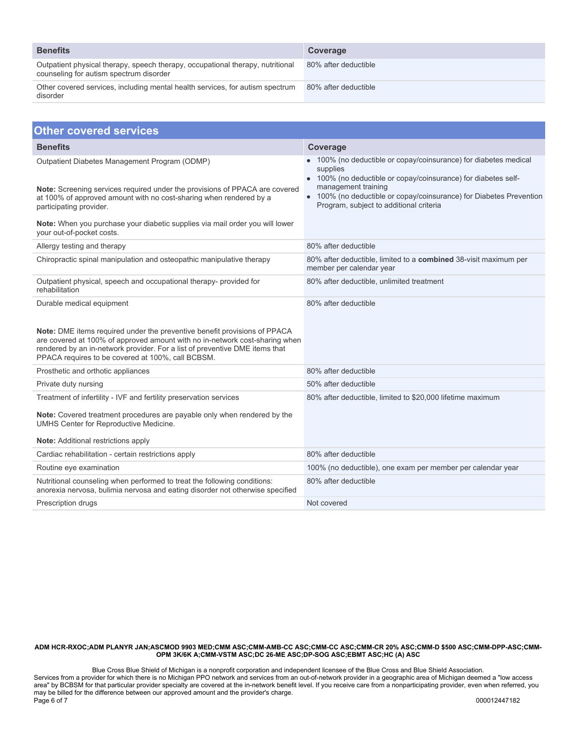| Benefits | Coverage |
|---|---|
| Outpatient physical therapy, speech therapy, occupational therapy, nutritional counseling for autism spectrum disorder | 80% after deductible |
| Other covered services, including mental health services, for autism spectrum disorder | 80% after deductible |

## Other covered services

| Benefits | Coverage |
|---|---|
| Outpatient Diabetes Management Program (ODMP)<br><br>**Note:** Screening services required under the provisions of PPACA are covered at 100% of approved amount with no cost-sharing when rendered by a participating provider.<br><br>**Note:** When you purchase your diabetic supplies via mail order you will lower your out-of-pocket costs. | • 100% (no deductible or copay/coinsurance) for diabetes medical supplies<br>• 100% (no deductible or copay/coinsurance) for diabetes self-management training<br>• 100% (no deductible or copay/coinsurance) for Diabetes Prevention Program, subject to additional criteria |
| Allergy testing and therapy | 80% after deductible |
| Chiropractic spinal manipulation and osteopathic manipulative therapy | 80% after deductible, limited to a **combined** 38-visit maximum per member per calendar year |
| Outpatient physical, speech and occupational therapy- provided for rehabilitation | 80% after deductible, unlimited treatment |
| Durable medical equipment<br><br>**Note:** DME items required under the preventive benefit provisions of PPACA are covered at 100% of approved amount with no in-network cost-sharing when rendered by an in-network provider. For a list of preventive DME items that PPACA requires to be covered at 100%, call BCBSM. | 80% after deductible |
| Prosthetic and orthotic appliances | 80% after deductible |
| Private duty nursing | 50% after deductible |
| Treatment of infertility - IVF and fertility preservation services<br><br>**Note:** Covered treatment procedures are payable only when rendered by the UMHS Center for Reproductive Medicine.<br><br>**Note:** Additional restrictions apply | 80% after deductible, limited to $20,000 lifetime maximum |
| Cardiac rehabilitation - certain restrictions apply | 80% after deductible |
| Routine eye examination | 100% (no deductible), one exam per member per calendar year |
| Nutritional counseling when performed to treat the following conditions: anorexia nervosa, bulimia nervosa and eating disorder not otherwise specified | 80% after deductible |
| Prescription drugs | Not covered |

**ADM HCR-RXOC;ADM PLANYR JAN;ASCMOD 9903 MED;CMM ASC;CMM-AMB-CC ASC;CMM-CC ASC;CMM-CR 20% ASC;CMM-D $500 ASC;CMM-DPP-ASC;CMM-OPM 3K/6K A;CMM-VSTM ASC;DC 26-ME ASC;DP-SOG ASC;EBMT ASC;HC (A) ASC**

Blue Cross Blue Shield of Michigan is a nonprofit corporation and independent licensee of the Blue Cross and Blue Shield Association.
Services from a provider for which there is no Michigan PPO network and services from an out-of-network provider in a geographic area of Michigan deemed a "low access area" by BCBSM for that particular provider specialty are covered at the in-network benefit level. If you receive care from a nonparticipating provider, even when referred, you may be billed for the difference between our approved amount and the provider's charge.

000012447182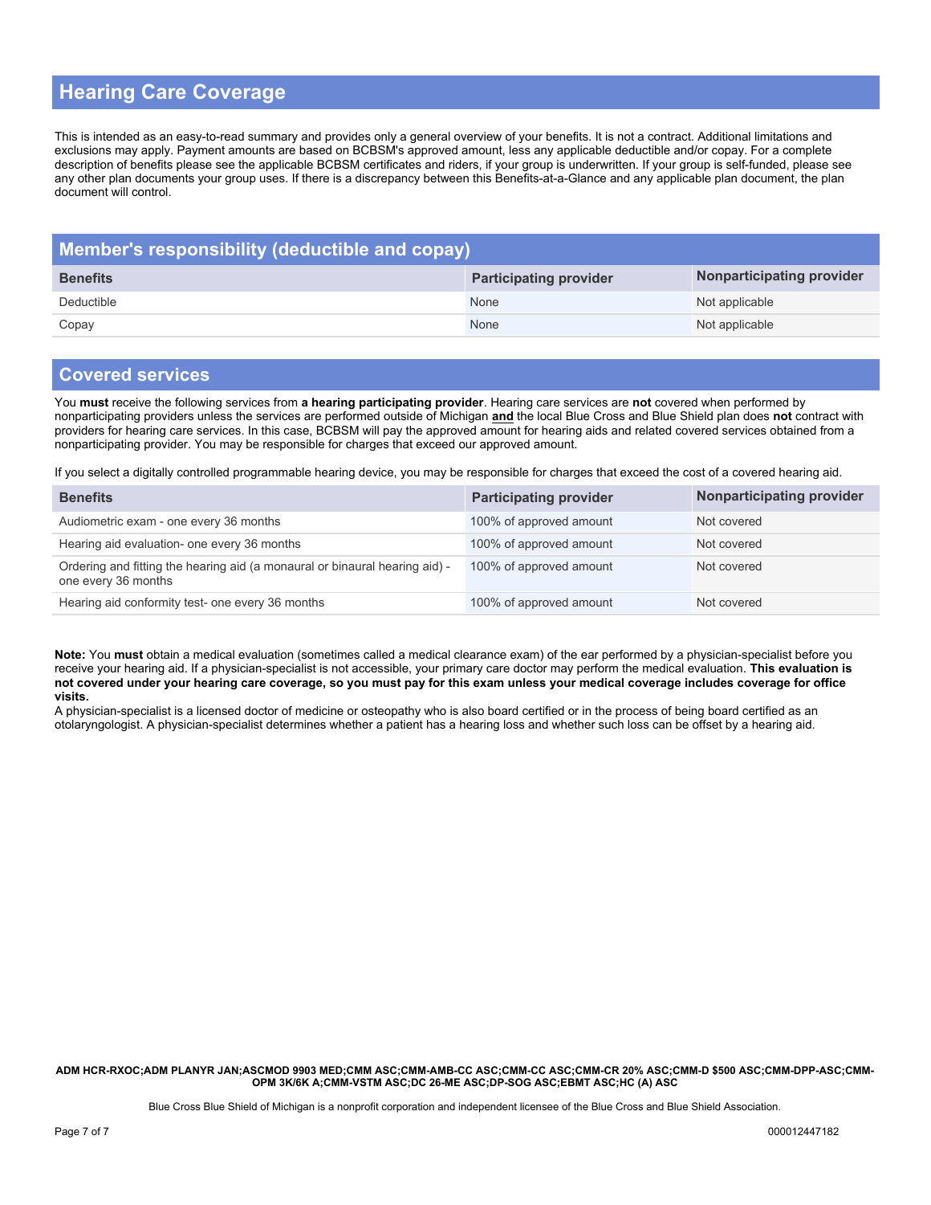# Hearing Care Coverage

This is intended as an easy-to-read summary and provides only a general overview of your benefits. It is not a contract. Additional limitations and exclusions may apply. Payment amounts are based on BCBSM's approved amount, less any applicable deductible and/or copay. For a complete description of benefits please see the applicable BCBSM certificates and riders, if your group is underwritten. If your group is self-funded, please see any other plan documents your group uses. If there is a discrepancy between this Benefits-at-a-Glance and any applicable plan document, the plan document will control.

## Member's responsibility (deductible and copay)

| Benefits | Participating provider | Nonparticipating provider |
|---|---|---|
| Deductible | None | Not applicable |
| Copay | None | Not applicable |

## Covered services

You **must** receive the following services from **a hearing participating provider**. Hearing care services are **not** covered when performed by nonparticipating providers unless the services are performed outside of Michigan **and** the local Blue Cross and Blue Shield plan does **not** contract with providers for hearing care services. In this case, BCBSM will pay the approved amount for hearing aids and related covered services obtained from a nonparticipating provider. You may be responsible for charges that exceed our approved amount.

If you select a digitally controlled programmable hearing device, you may be responsible for charges that exceed the cost of a covered hearing aid.

| Benefits | Participating provider | Nonparticipating provider |
|---|---|---|
| Audiometric exam - one every 36 months | 100% of approved amount | Not covered |
| Hearing aid evaluation- one every 36 months | 100% of approved amount | Not covered |
| Ordering and fitting the hearing aid (a monaural or binaural hearing aid) - one every 36 months | 100% of approved amount | Not covered |
| Hearing aid conformity test- one every 36 months | 100% of approved amount | Not covered |

**Note:** You **must** obtain a medical evaluation (sometimes called a medical clearance exam) of the ear performed by a physician-specialist before you receive your hearing aid. If a physician-specialist is not accessible, your primary care doctor may perform the medical evaluation. **This evaluation is not covered under your hearing care coverage, so you must pay for this exam unless your medical coverage includes coverage for office visits.**

A physician-specialist is a licensed doctor of medicine or osteopathy who is also board certified or in the process of being board certified as an otolaryngologist. A physician-specialist determines whether a patient has a hearing loss and whether such loss can be offset by a hearing aid.

**ADM HCR-RXOC;ADM PLANYR JAN;ASCMOD 9903 MED;CMM ASC;CMM-AMB-CC ASC;CMM-CC ASC;CMM-CR 20% ASC;CMM-D $500 ASC;CMM-DPP-ASC;CMM-OPM 3K/6K A;CMM-VSTM ASC;DC 26-ME ASC;DP-SOG ASC;EBMT ASC;HC (A) ASC**

Blue Cross Blue Shield of Michigan is a nonprofit corporation and independent licensee of the Blue Cross and Blue Shield Association.

000012447182